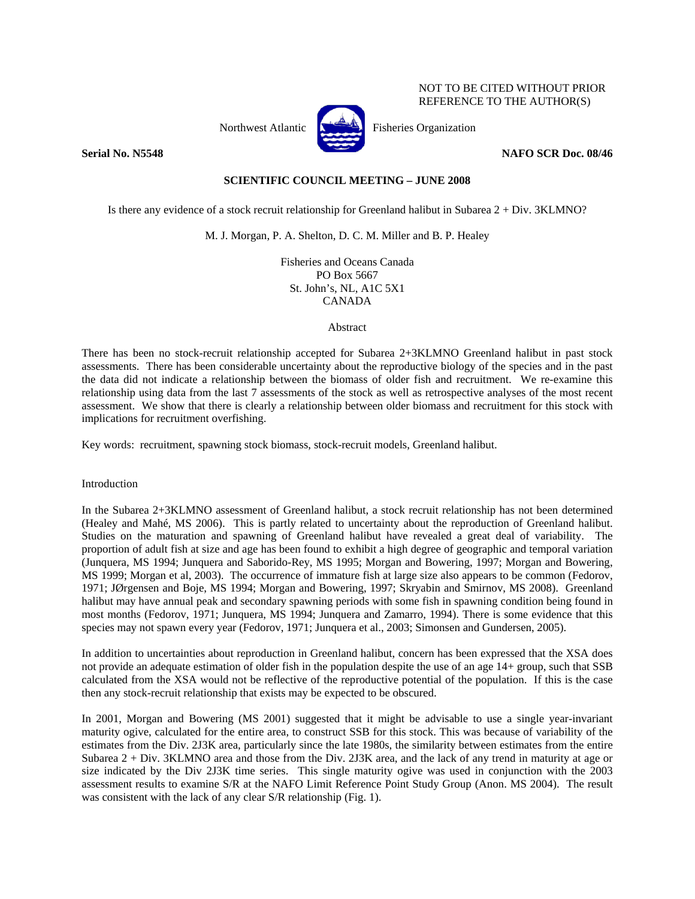NOT TO BE CITED WITHOUT PRIOR REFERENCE TO THE AUTHOR(S)

Northwest Atlantic Fisheries Organization

**Serial No. N5548** **NAFO SCR Doc. 08/46**

**SCIENTIFIC COUNCIL MEETING – JUNE 2008**

# Is there any evidence of a stock recruit relationship for Greenland halibut in Subarea 2 + Div. 3KLMNO?

M. J. Morgan, P. A. Shelton, D. C. M. Miller and B. P. Healey

Fisheries and Oceans Canada
PO Box 5667
St. John's, NL, A1C 5X1
CANADA

## Abstract

There has been no stock-recruit relationship accepted for Subarea 2+3KLMNO Greenland halibut in past stock assessments. There has been considerable uncertainty about the reproductive biology of the species and in the past the data did not indicate a relationship between the biomass of older fish and recruitment. We re-examine this relationship using data from the last 7 assessments of the stock as well as retrospective analyses of the most recent assessment. We show that there is clearly a relationship between older biomass and recruitment for this stock with implications for recruitment overfishing.

Key words: recruitment, spawning stock biomass, stock-recruit models, Greenland halibut.

## Introduction

In the Subarea 2+3KLMNO assessment of Greenland halibut, a stock recruit relationship has not been determined (Healey and Mahé, MS 2006). This is partly related to uncertainty about the reproduction of Greenland halibut. Studies on the maturation and spawning of Greenland halibut have revealed a great deal of variability. The proportion of adult fish at size and age has been found to exhibit a high degree of geographic and temporal variation (Junquera, MS 1994; Junquera and Saborido-Rey, MS 1995; Morgan and Bowering, 1997; Morgan and Bowering, MS 1999; Morgan et al, 2003). The occurrence of immature fish at large size also appears to be common (Fedorov, 1971; JØrgensen and Boje, MS 1994; Morgan and Bowering, 1997; Skryabin and Smirnov, MS 2008). Greenland halibut may have annual peak and secondary spawning periods with some fish in spawning condition being found in most months (Fedorov, 1971; Junquera, MS 1994; Junquera and Zamarro, 1994). There is some evidence that this species may not spawn every year (Fedorov, 1971; Junquera et al., 2003; Simonsen and Gundersen, 2005).

In addition to uncertainties about reproduction in Greenland halibut, concern has been expressed that the XSA does not provide an adequate estimation of older fish in the population despite the use of an age 14+ group, such that SSB calculated from the XSA would not be reflective of the reproductive potential of the population. If this is the case then any stock-recruit relationship that exists may be expected to be obscured.

In 2001, Morgan and Bowering (MS 2001) suggested that it might be advisable to use a single year-invariant maturity ogive, calculated for the entire area, to construct SSB for this stock. This was because of variability of the estimates from the Div. 2J3K area, particularly since the late 1980s, the similarity between estimates from the entire Subarea 2 + Div. 3KLMNO area and those from the Div. 2J3K area, and the lack of any trend in maturity at age or size indicated by the Div 2J3K time series. This single maturity ogive was used in conjunction with the 2003 assessment results to examine S/R at the NAFO Limit Reference Point Study Group (Anon. MS 2004). The result was consistent with the lack of any clear S/R relationship (Fig. 1).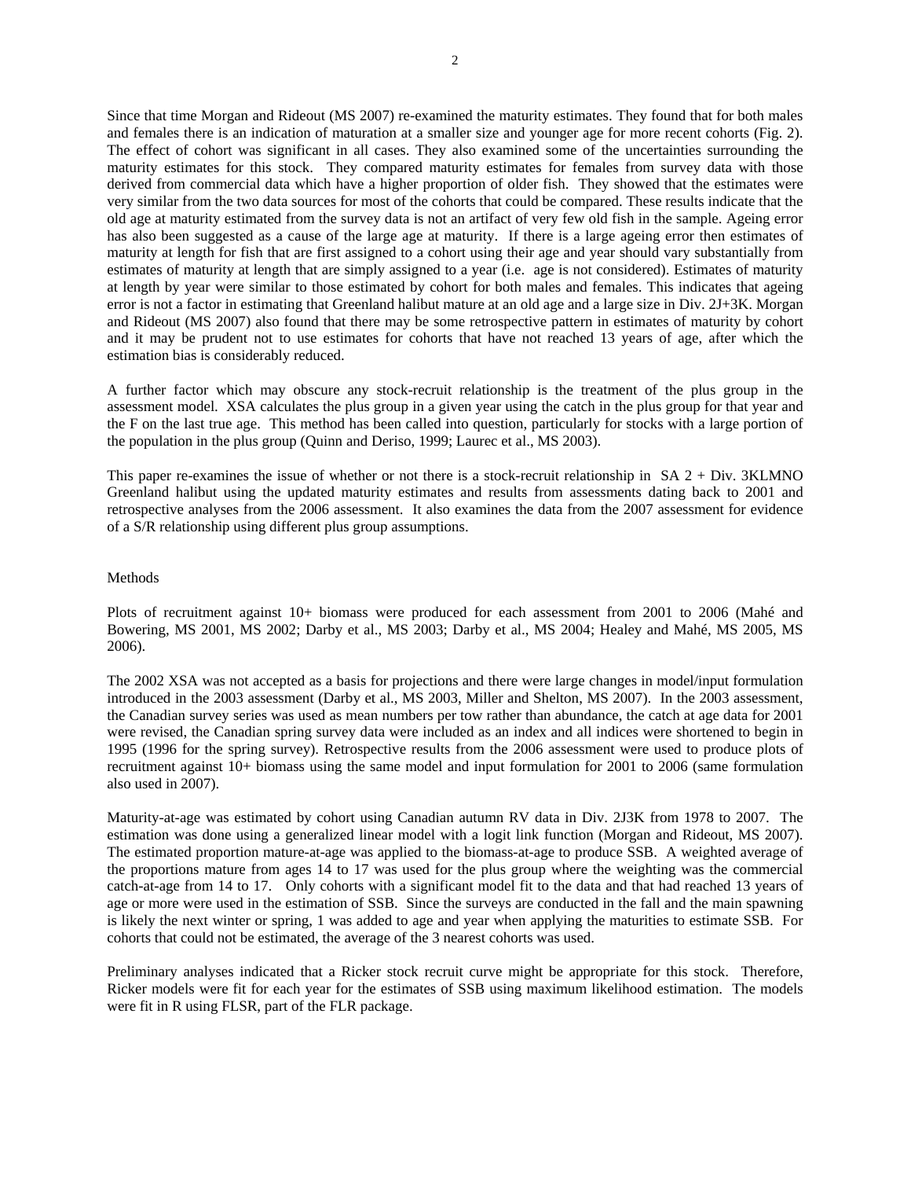Since that time Morgan and Rideout (MS 2007) re-examined the maturity estimates. They found that for both males and females there is an indication of maturation at a smaller size and younger age for more recent cohorts (Fig. 2). The effect of cohort was significant in all cases. They also examined some of the uncertainties surrounding the maturity estimates for this stock. They compared maturity estimates for females from survey data with those derived from commercial data which have a higher proportion of older fish. They showed that the estimates were very similar from the two data sources for most of the cohorts that could be compared. These results indicate that the old age at maturity estimated from the survey data is not an artifact of very few old fish in the sample. Ageing error has also been suggested as a cause of the large age at maturity. If there is a large ageing error then estimates of maturity at length for fish that are first assigned to a cohort using their age and year should vary substantially from estimates of maturity at length that are simply assigned to a year (i.e. age is not considered). Estimates of maturity at length by year were similar to those estimated by cohort for both males and females. This indicates that ageing error is not a factor in estimating that Greenland halibut mature at an old age and a large size in Div. 2J+3K. Morgan and Rideout (MS 2007) also found that there may be some retrospective pattern in estimates of maturity by cohort and it may be prudent not to use estimates for cohorts that have not reached 13 years of age, after which the estimation bias is considerably reduced.

A further factor which may obscure any stock-recruit relationship is the treatment of the plus group in the assessment model. XSA calculates the plus group in a given year using the catch in the plus group for that year and the F on the last true age. This method has been called into question, particularly for stocks with a large portion of the population in the plus group (Quinn and Deriso, 1999; Laurec et al., MS 2003).

This paper re-examines the issue of whether or not there is a stock-recruit relationship in SA 2 + Div. 3KLMNO Greenland halibut using the updated maturity estimates and results from assessments dating back to 2001 and retrospective analyses from the 2006 assessment. It also examines the data from the 2007 assessment for evidence of a S/R relationship using different plus group assumptions.

## Methods

Plots of recruitment against 10+ biomass were produced for each assessment from 2001 to 2006 (Mahé and Bowering, MS 2001, MS 2002; Darby et al., MS 2003; Darby et al., MS 2004; Healey and Mahé, MS 2005, MS 2006).

The 2002 XSA was not accepted as a basis for projections and there were large changes in model/input formulation introduced in the 2003 assessment (Darby et al., MS 2003, Miller and Shelton, MS 2007). In the 2003 assessment, the Canadian survey series was used as mean numbers per tow rather than abundance, the catch at age data for 2001 were revised, the Canadian spring survey data were included as an index and all indices were shortened to begin in 1995 (1996 for the spring survey). Retrospective results from the 2006 assessment were used to produce plots of recruitment against 10+ biomass using the same model and input formulation for 2001 to 2006 (same formulation also used in 2007).

Maturity-at-age was estimated by cohort using Canadian autumn RV data in Div. 2J3K from 1978 to 2007. The estimation was done using a generalized linear model with a logit link function (Morgan and Rideout, MS 2007). The estimated proportion mature-at-age was applied to the biomass-at-age to produce SSB. A weighted average of the proportions mature from ages 14 to 17 was used for the plus group where the weighting was the commercial catch-at-age from 14 to 17. Only cohorts with a significant model fit to the data and that had reached 13 years of age or more were used in the estimation of SSB. Since the surveys are conducted in the fall and the main spawning is likely the next winter or spring, 1 was added to age and year when applying the maturities to estimate SSB. For cohorts that could not be estimated, the average of the 3 nearest cohorts was used.

Preliminary analyses indicated that a Ricker stock recruit curve might be appropriate for this stock. Therefore, Ricker models were fit for each year for the estimates of SSB using maximum likelihood estimation. The models were fit in R using FLSR, part of the FLR package.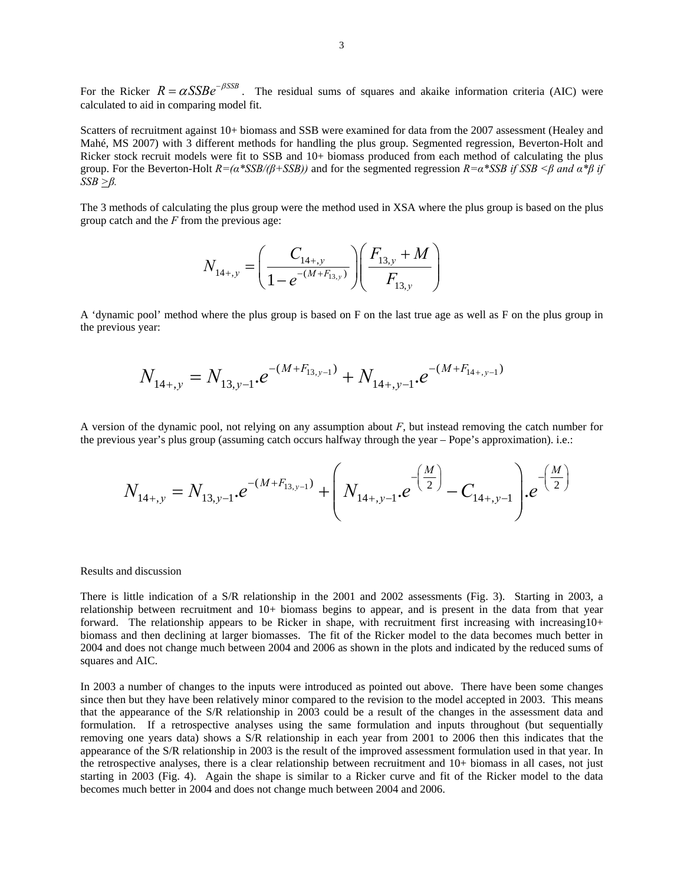For the Ricker $R = \alpha SSBe^{-\beta SSB}$. The residual sums of squares and akaike information criteria (AIC) were calculated to aid in comparing model fit.

Scatters of recruitment against 10+ biomass and SSB were examined for data from the 2007 assessment (Healey and Mahé, MS 2007) with 3 different methods for handling the plus group. Segmented regression, Beverton-Holt and Ricker stock recruit models were fit to SSB and 10+ biomass produced from each method of calculating the plus group. For the Beverton-Holt *R=(α\*SSB/(β+SSB))* and for the segmented regression *R=α\*SSB if SSB <β and α\*β if SSB >β.*

The 3 methods of calculating the plus group were the method used in XSA where the plus group is based on the plus group catch and the *F* from the previous age:

$$N_{14+,y} = \left( \frac{C_{14+,y}}{1 - e^{-(M+F_{13,y})}} \right) \left( \frac{F_{13,y} + M}{F_{13,y}} \right)$$

A 'dynamic pool' method where the plus group is based on F on the last true age as well as F on the plus group in the previous year:

$$N_{14+,y} = N_{13,y-1}.e^{-(M+F_{13,y-1})} + N_{14+,y-1}.e^{-(M+F_{14+,y-1})}$$

A version of the dynamic pool, not relying on any assumption about *F*, but instead removing the catch number for the previous year's plus group (assuming catch occurs halfway through the year – Pope's approximation). i.e.:

$$N_{14+,y} = N_{13,y-1}.e^{-(M+F_{13,y-1})} + \left( N_{14+,y-1}.e^{-\left(\frac{M}{2}\right)} - C_{14+,y-1} \right).e^{-\left(\frac{M}{2}\right)}$$

Results and discussion

There is little indication of a S/R relationship in the 2001 and 2002 assessments (Fig. 3). Starting in 2003, a relationship between recruitment and 10+ biomass begins to appear, and is present in the data from that year forward. The relationship appears to be Ricker in shape, with recruitment first increasing with increasing10+ biomass and then declining at larger biomasses. The fit of the Ricker model to the data becomes much better in 2004 and does not change much between 2004 and 2006 as shown in the plots and indicated by the reduced sums of squares and AIC.

In 2003 a number of changes to the inputs were introduced as pointed out above. There have been some changes since then but they have been relatively minor compared to the revision to the model accepted in 2003. This means that the appearance of the S/R relationship in 2003 could be a result of the changes in the assessment data and formulation. If a retrospective analyses using the same formulation and inputs throughout (but sequentially removing one years data) shows a S/R relationship in each year from 2001 to 2006 then this indicates that the appearance of the S/R relationship in 2003 is the result of the improved assessment formulation used in that year. In the retrospective analyses, there is a clear relationship between recruitment and 10+ biomass in all cases, not just starting in 2003 (Fig. 4). Again the shape is similar to a Ricker curve and fit of the Ricker model to the data becomes much better in 2004 and does not change much between 2004 and 2006.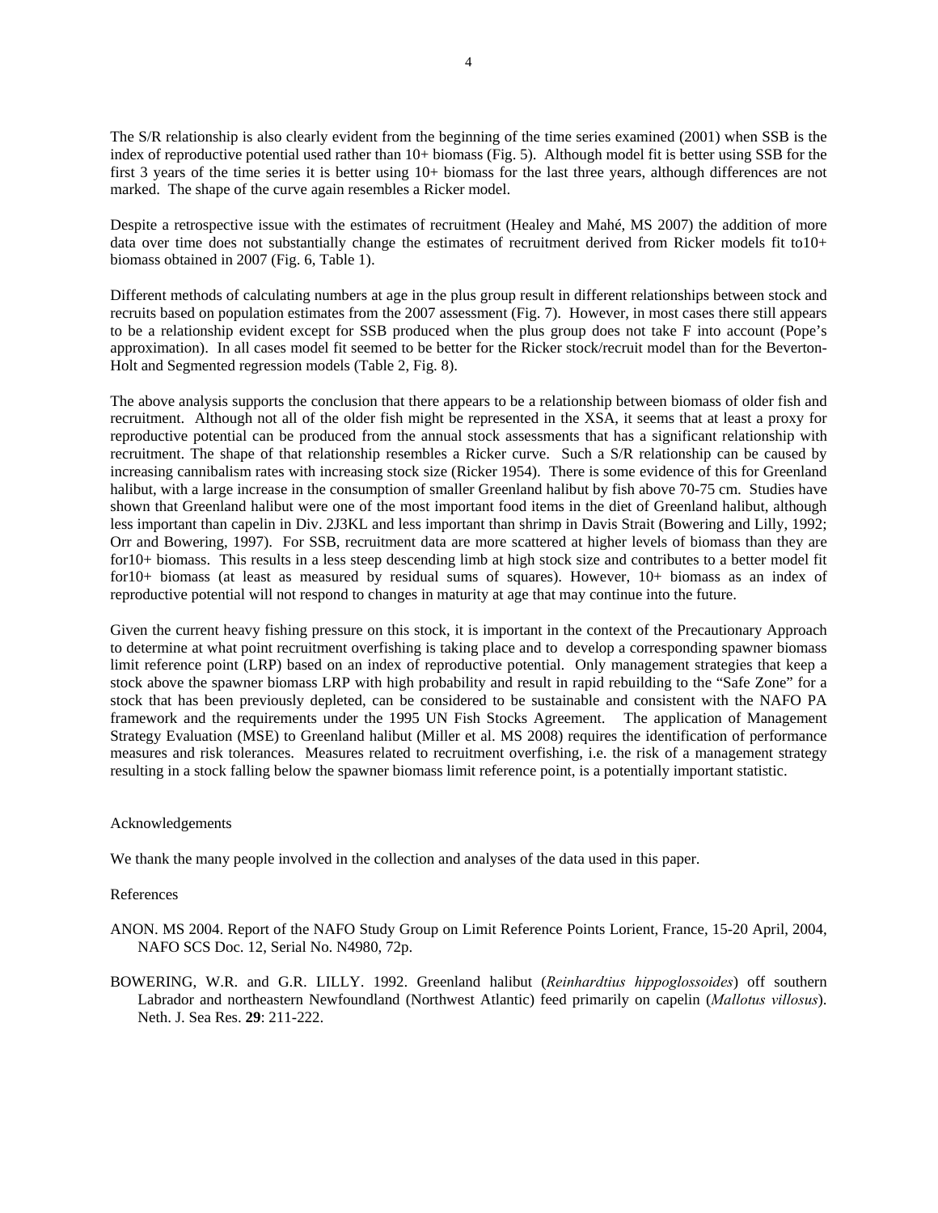The S/R relationship is also clearly evident from the beginning of the time series examined (2001) when SSB is the index of reproductive potential used rather than 10+ biomass (Fig. 5). Although model fit is better using SSB for the first 3 years of the time series it is better using 10+ biomass for the last three years, although differences are not marked. The shape of the curve again resembles a Ricker model.

Despite a retrospective issue with the estimates of recruitment (Healey and Mahé, MS 2007) the addition of more data over time does not substantially change the estimates of recruitment derived from Ricker models fit to10+ biomass obtained in 2007 (Fig. 6, Table 1).

Different methods of calculating numbers at age in the plus group result in different relationships between stock and recruits based on population estimates from the 2007 assessment (Fig. 7). However, in most cases there still appears to be a relationship evident except for SSB produced when the plus group does not take F into account (Pope's approximation). In all cases model fit seemed to be better for the Ricker stock/recruit model than for the Beverton-Holt and Segmented regression models (Table 2, Fig. 8).

The above analysis supports the conclusion that there appears to be a relationship between biomass of older fish and recruitment. Although not all of the older fish might be represented in the XSA, it seems that at least a proxy for reproductive potential can be produced from the annual stock assessments that has a significant relationship with recruitment. The shape of that relationship resembles a Ricker curve. Such a S/R relationship can be caused by increasing cannibalism rates with increasing stock size (Ricker 1954). There is some evidence of this for Greenland halibut, with a large increase in the consumption of smaller Greenland halibut by fish above 70-75 cm. Studies have shown that Greenland halibut were one of the most important food items in the diet of Greenland halibut, although less important than capelin in Div. 2J3KL and less important than shrimp in Davis Strait (Bowering and Lilly, 1992; Orr and Bowering, 1997). For SSB, recruitment data are more scattered at higher levels of biomass than they are for10+ biomass. This results in a less steep descending limb at high stock size and contributes to a better model fit for10+ biomass (at least as measured by residual sums of squares). However, 10+ biomass as an index of reproductive potential will not respond to changes in maturity at age that may continue into the future.

Given the current heavy fishing pressure on this stock, it is important in the context of the Precautionary Approach to determine at what point recruitment overfishing is taking place and to develop a corresponding spawner biomass limit reference point (LRP) based on an index of reproductive potential. Only management strategies that keep a stock above the spawner biomass LRP with high probability and result in rapid rebuilding to the "Safe Zone" for a stock that has been previously depleted, can be considered to be sustainable and consistent with the NAFO PA framework and the requirements under the 1995 UN Fish Stocks Agreement. The application of Management Strategy Evaluation (MSE) to Greenland halibut (Miller et al. MS 2008) requires the identification of performance measures and risk tolerances. Measures related to recruitment overfishing, i.e. the risk of a management strategy resulting in a stock falling below the spawner biomass limit reference point, is a potentially important statistic.

## Acknowledgements

We thank the many people involved in the collection and analyses of the data used in this paper.

## References

ANON. MS 2004. Report of the NAFO Study Group on Limit Reference Points Lorient, France, 15-20 April, 2004, NAFO SCS Doc. 12, Serial No. N4980, 72p.

BOWERING, W.R. and G.R. LILLY. 1992. Greenland halibut (*Reinhardtius hippoglossoides*) off southern Labrador and northeastern Newfoundland (Northwest Atlantic) feed primarily on capelin (*Mallotus villosus*). Neth. J. Sea Res. **29**: 211-222.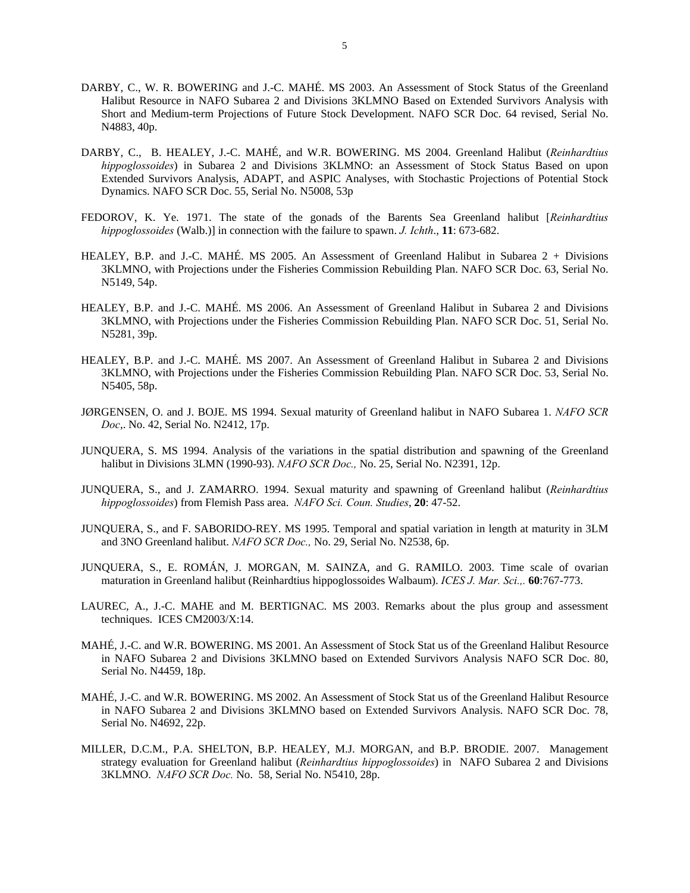DARBY, C., W. R. BOWERING and J.-C. MAHÉ. MS 2003. An Assessment of Stock Status of the Greenland Halibut Resource in NAFO Subarea 2 and Divisions 3KLMNO Based on Extended Survivors Analysis with Short and Medium-term Projections of Future Stock Development. NAFO SCR Doc. 64 revised, Serial No. N4883, 40p.

DARBY, C., B. HEALEY, J.-C. MAHÉ, and W.R. BOWERING. MS 2004. Greenland Halibut (*Reinhardtius hippoglossoides*) in Subarea 2 and Divisions 3KLMNO: an Assessment of Stock Status Based on upon Extended Survivors Analysis, ADAPT, and ASPIC Analyses, with Stochastic Projections of Potential Stock Dynamics. NAFO SCR Doc. 55, Serial No. N5008, 53p

FEDOROV, K. Ye. 1971. The state of the gonads of the Barents Sea Greenland halibut [*Reinhardtius hippoglossoides* (Walb.)] in connection with the failure to spawn. *J. Ichth*., **11**: 673-682.

HEALEY, B.P. and J.-C. MAHÉ. MS 2005. An Assessment of Greenland Halibut in Subarea 2 + Divisions 3KLMNO, with Projections under the Fisheries Commission Rebuilding Plan. NAFO SCR Doc. 63, Serial No. N5149, 54p.

HEALEY, B.P. and J.-C. MAHÉ. MS 2006. An Assessment of Greenland Halibut in Subarea 2 and Divisions 3KLMNO, with Projections under the Fisheries Commission Rebuilding Plan. NAFO SCR Doc. 51, Serial No. N5281, 39p.

HEALEY, B.P. and J.-C. MAHÉ. MS 2007. An Assessment of Greenland Halibut in Subarea 2 and Divisions 3KLMNO, with Projections under the Fisheries Commission Rebuilding Plan. NAFO SCR Doc. 53, Serial No. N5405, 58p.

JØRGENSEN, O. and J. BOJE. MS 1994. Sexual maturity of Greenland halibut in NAFO Subarea 1. *NAFO SCR Doc*,. No. 42, Serial No. N2412, 17p.

JUNQUERA, S. MS 1994. Analysis of the variations in the spatial distribution and spawning of the Greenland halibut in Divisions 3LMN (1990-93). *NAFO SCR Doc.,* No. 25, Serial No. N2391, 12p.

JUNQUERA, S., and J. ZAMARRO. 1994. Sexual maturity and spawning of Greenland halibut (*Reinhardtius hippoglossoides*) from Flemish Pass area. *NAFO Sci. Coun. Studies*, **20**: 47-52.

JUNQUERA, S., and F. SABORIDO-REY. MS 1995. Temporal and spatial variation in length at maturity in 3LM and 3NO Greenland halibut. *NAFO SCR Doc.,* No. 29, Serial No. N2538, 6p.

JUNQUERA, S., E. ROMÁN, J. MORGAN, M. SAINZA, and G. RAMILO. 2003. Time scale of ovarian maturation in Greenland halibut (Reinhardtius hippoglossoides Walbaum). *ICES J. Mar. Sci.,.* **60**:767-773.

LAUREC, A., J.-C. MAHE and M. BERTIGNAC. MS 2003. Remarks about the plus group and assessment techniques. ICES CM2003/X:14.

MAHÉ, J.-C. and W.R. BOWERING. MS 2001. An Assessment of Stock Stat us of the Greenland Halibut Resource in NAFO Subarea 2 and Divisions 3KLMNO based on Extended Survivors Analysis NAFO SCR Doc. 80, Serial No. N4459, 18p.

MAHÉ, J.-C. and W.R. BOWERING. MS 2002. An Assessment of Stock Stat us of the Greenland Halibut Resource in NAFO Subarea 2 and Divisions 3KLMNO based on Extended Survivors Analysis. NAFO SCR Doc. 78, Serial No. N4692, 22p.

MILLER, D.C.M., P.A. SHELTON, B.P. HEALEY, M.J. MORGAN, and B.P. BRODIE. 2007. Management strategy evaluation for Greenland halibut (*Reinhardtius hippoglossoides*) in NAFO Subarea 2 and Divisions 3KLMNO. *NAFO SCR Doc.* No. 58, Serial No. N5410, 28p.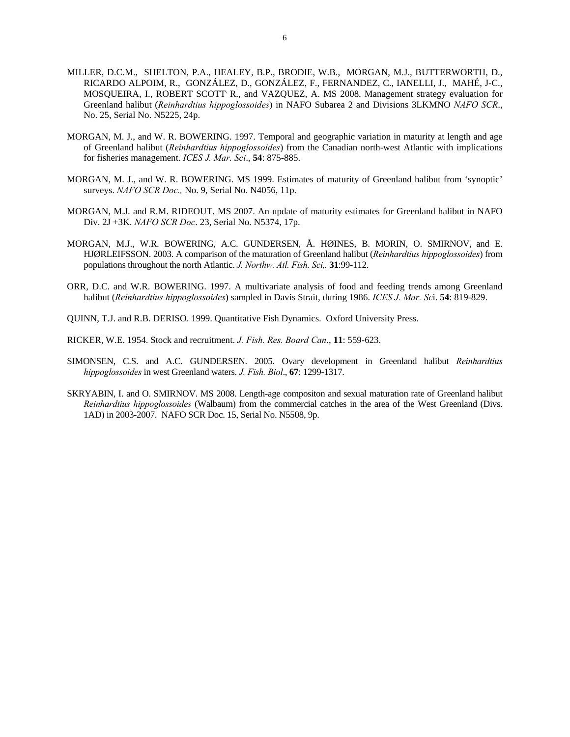MILLER, D.C.M., SHELTON, P.A., HEALEY, B.P., BRODIE, W.B., MORGAN, M.J., BUTTERWORTH, D., RICARDO ALPOIM, R., GONZÁLEZ, D., GONZÁLEZ, F., FERNANDEZ, C., IANELLI, J., MAHÉ, J-C., MOSQUEIRA, I., ROBERT SCOTT, R., and VAZQUEZ, A. MS 2008. Management strategy evaluation for Greenland halibut (*Reinhardtius hippoglossoides*) in NAFO Subarea 2 and Divisions 3LKMNO *NAFO SCR*., No. 25, Serial No. N5225, 24p.

MORGAN, M. J., and W. R. BOWERING. 1997. Temporal and geographic variation in maturity at length and age of Greenland halibut (*Reinhardtius hippoglossoides*) from the Canadian north-west Atlantic with implications for fisheries management. *ICES J. Mar. Sci*., **54**: 875-885.

MORGAN, M. J., and W. R. BOWERING. MS 1999. Estimates of maturity of Greenland halibut from 'synoptic' surveys. *NAFO SCR Doc.,* No. 9, Serial No. N4056, 11p.

MORGAN, M.J. and R.M. RIDEOUT. MS 2007. An update of maturity estimates for Greenland halibut in NAFO Div. 2J +3K. *NAFO SCR Doc*. 23, Serial No. N5374, 17p.

MORGAN, M.J., W.R. BOWERING, A.C. GUNDERSEN, Å. HØINES, B. MORIN, O. SMIRNOV, and E. HJØRLEIFSSON. 2003. A comparison of the maturation of Greenland halibut (*Reinhardtius hippoglossoides*) from populations throughout the north Atlantic. *J. Northw. Atl. Fish. Sci,.* **31**:99-112.

ORR, D.C. and W.R. BOWERING. 1997. A multivariate analysis of food and feeding trends among Greenland halibut (*Reinhardtius hippoglossoides*) sampled in Davis Strait, during 1986. *ICES J. Mar. Sc*i. **54**: 819-829.

QUINN, T.J. and R.B. DERISO. 1999. Quantitative Fish Dynamics. Oxford University Press.

RICKER, W.E. 1954. Stock and recruitment. *J. Fish. Res. Board Can*., **11**: 559-623.

SIMONSEN, C.S. and A.C. GUNDERSEN. 2005. Ovary development in Greenland halibut *Reinhardtius hippoglossoides* in west Greenland waters. *J. Fish. Biol*., **67**: 1299-1317.

SKRYABIN, I. and O. SMIRNOV. MS 2008. Length-age compositon and sexual maturation rate of Greenland halibut *Reinhardtius hippoglossoides* (Walbaum) from the commercial catches in the area of the West Greenland (Divs. 1AD) in 2003-2007. NAFO SCR Doc. 15, Serial No. N5508, 9p.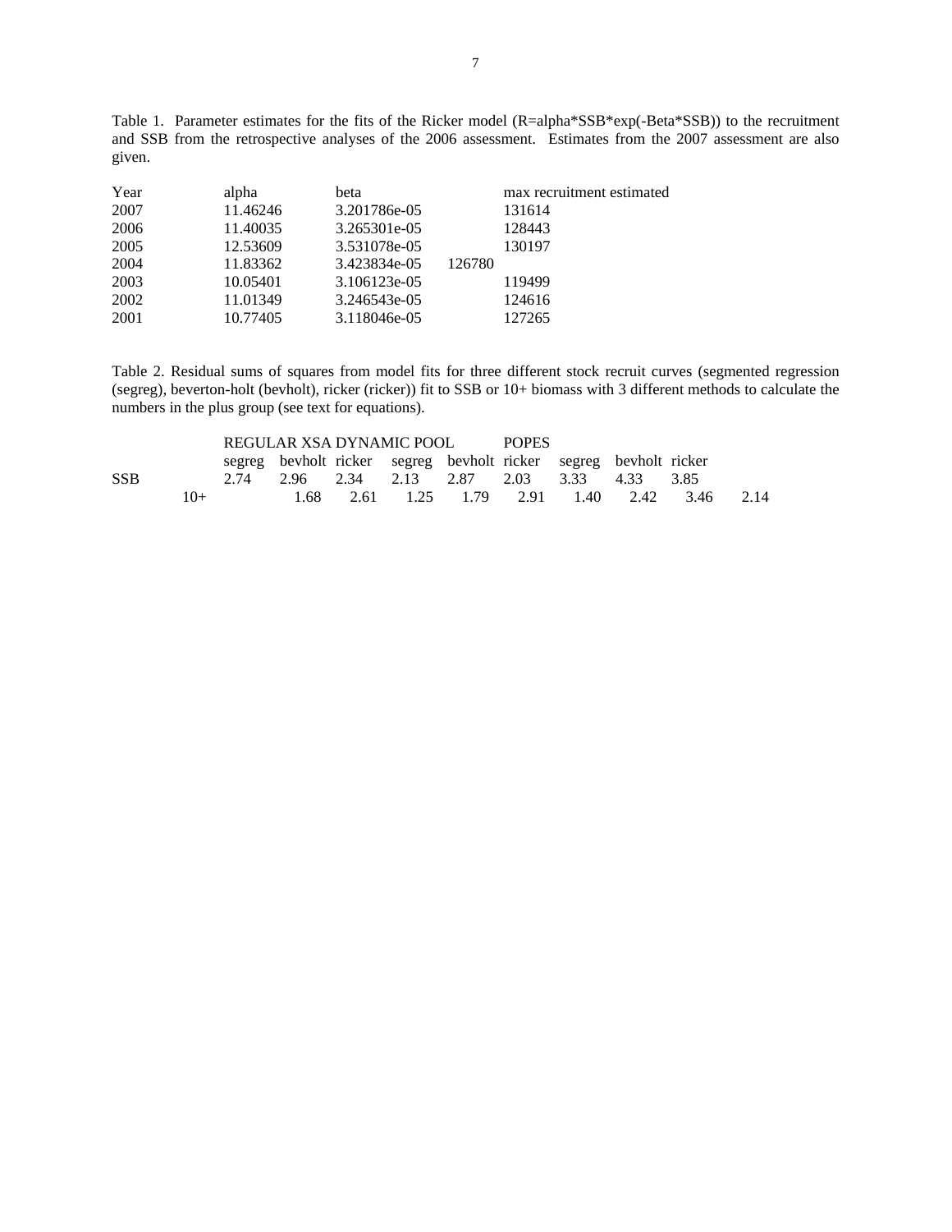Table 1. Parameter estimates for the fits of the Ricker model (R=alpha\*SSB\*exp(-Beta\*SSB)) to the recruitment and SSB from the retrospective analyses of the 2006 assessment. Estimates from the 2007 assessment are also given.

| Year | alpha | beta | max recruitment estimated |
|---|---|---|---|
| 2007 | 11.46246 | 3.201786e-05 | 131614 |
| 2006 | 11.40035 | 3.265301e-05 | 128443 |
| 2005 | 12.53609 | 3.531078e-05 | 130197 |
| 2004 | 11.83362 | 3.423834e-05 | 126780 |
| 2003 | 10.05401 | 3.106123e-05 | 119499 |
| 2002 | 11.01349 | 3.246543e-05 | 124616 |
| 2001 | 10.77405 | 3.118046e-05 | 127265 |

Table 2. Residual sums of squares from model fits for three different stock recruit curves (segmented regression (segreg), beverton-holt (bevholt), ricker (ricker)) fit to SSB or 10+ biomass with 3 different methods to calculate the numbers in the plus group (see text for equations).

| | REGULAR XSA | | | DYNAMIC POOL | | | POPES | | |
|---|---|---|---|---|---|---|---|---|---|
| | segreg | bevholt | ricker | segreg | bevholt | ricker | segreg | bevholt | ricker |
| SSB | 2.74 | 2.96 | 2.34 | 2.13 | 2.87 | 2.03 | 3.33 | 4.33 | 3.85 |
| 10+ | 1.68 | 2.61 | 1.25 | 1.79 | 2.91 | 1.40 | 2.42 | 3.46 | 2.14 |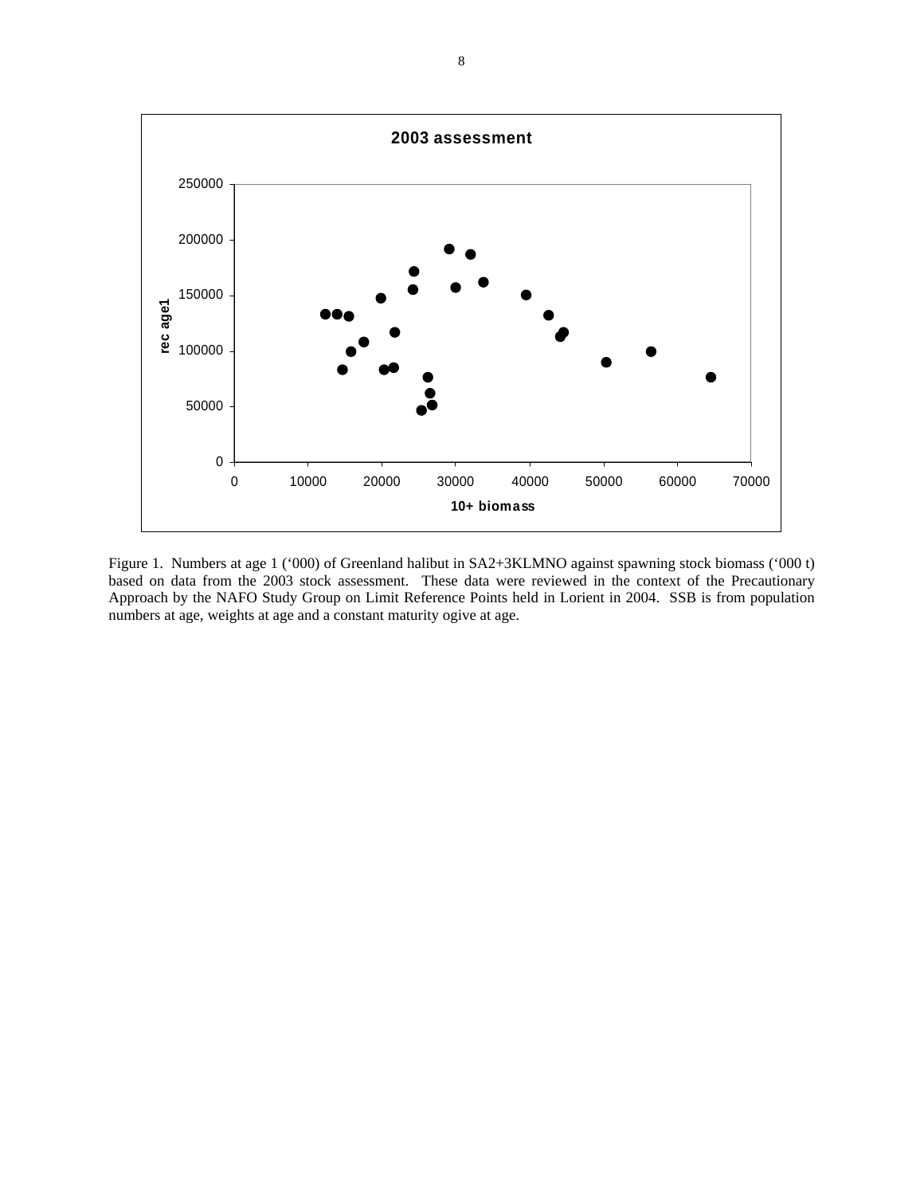Figure 1. Numbers at age 1 (‘000) of Greenland halibut in SA2+3KLMNO against spawning stock biomass (‘000 t) based on data from the 2003 stock assessment. These data were reviewed in the context of the Precautionary Approach by the NAFO Study Group on Limit Reference Points held in Lorient in 2004. SSB is from population numbers at age, weights at age and a constant maturity ogive at age.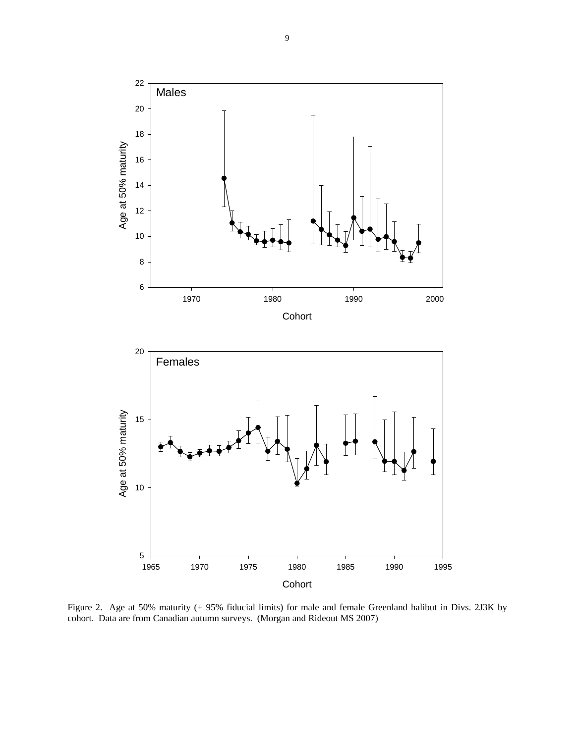Figure 2. Age at 50% maturity (± 95% fiducial limits) for male and female Greenland halibut in Divs. 2J3K by cohort. Data are from Canadian autumn surveys. (Morgan and Rideout MS 2007)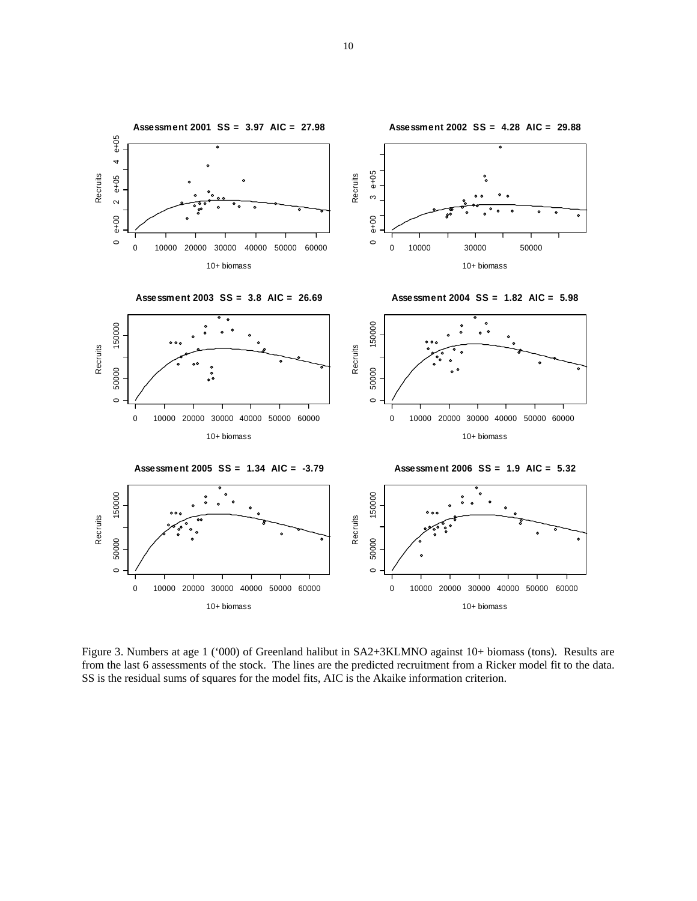Figure 3. Numbers at age 1 (‘000) of Greenland halibut in SA2+3KLMNO against 10+ biomass (tons). Results are from the last 6 assessments of the stock. The lines are the predicted recruitment from a Ricker model fit to the data. SS is the residual sums of squares for the model fits, AIC is the Akaike information criterion.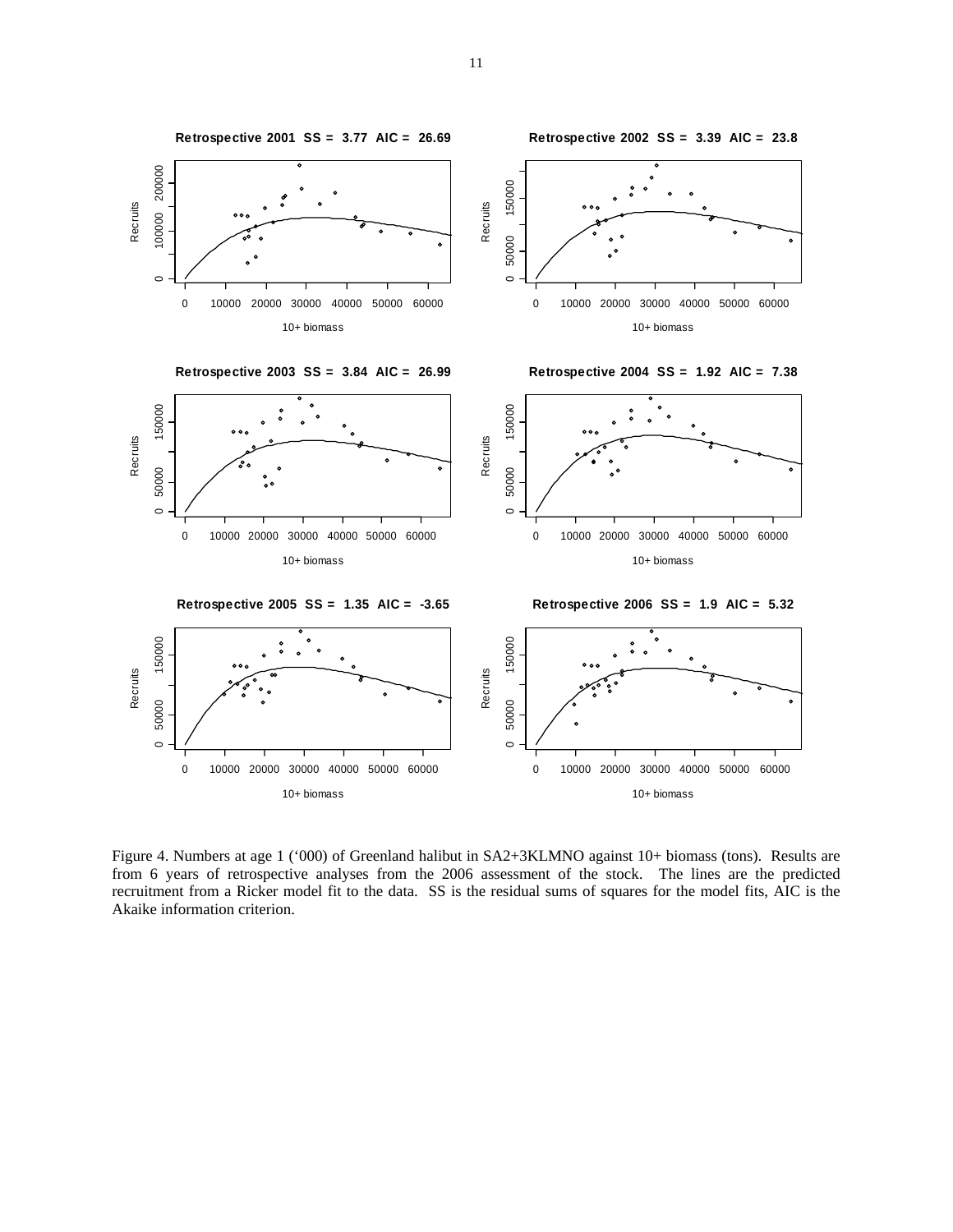Retrospective 2001 SS = 3.77 AIC = 26.69

Retrospective 2002 SS = 3.39 AIC = 23.8

Retrospective 2003 SS = 3.84 AIC = 26.99

Retrospective 2004 SS = 1.92 AIC = 7.38

Retrospective 2005 SS = 1.35 AIC = -3.65

Retrospective 2006 SS = 1.9 AIC = 5.32

Figure 4. Numbers at age 1 ('000) of Greenland halibut in SA2+3KLMNO against 10+ biomass (tons). Results are from 6 years of retrospective analyses from the 2006 assessment of the stock. The lines are the predicted recruitment from a Ricker model fit to the data. SS is the residual sums of squares for the model fits, AIC is the Akaike information criterion.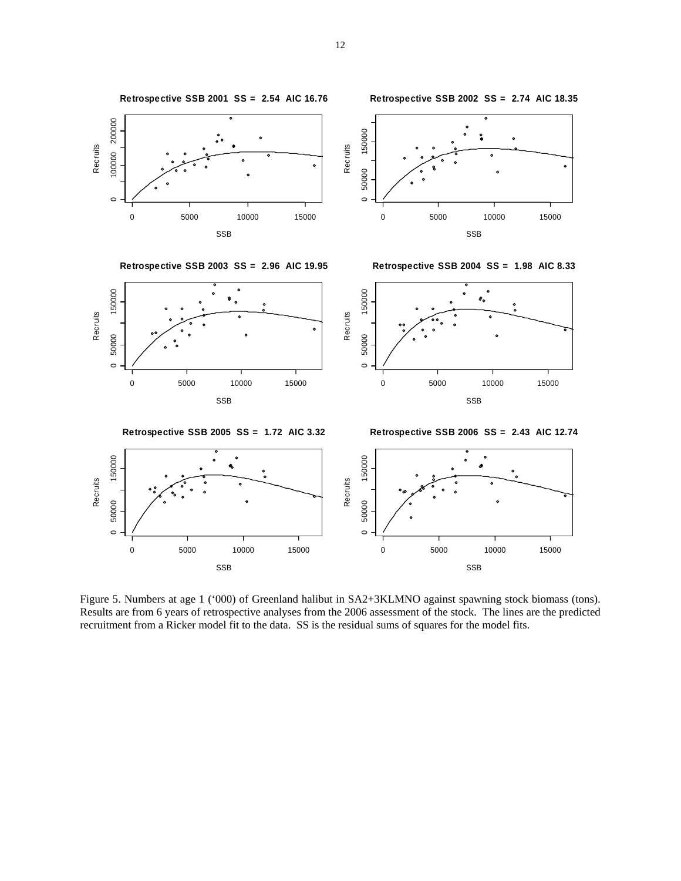Figure 5. Numbers at age 1 (‘000) of Greenland halibut in SA2+3KLMNO against spawning stock biomass (tons). Results are from 6 years of retrospective analyses from the 2006 assessment of the stock. The lines are the predicted recruitment from a Ricker model fit to the data. SS is the residual sums of squares for the model fits.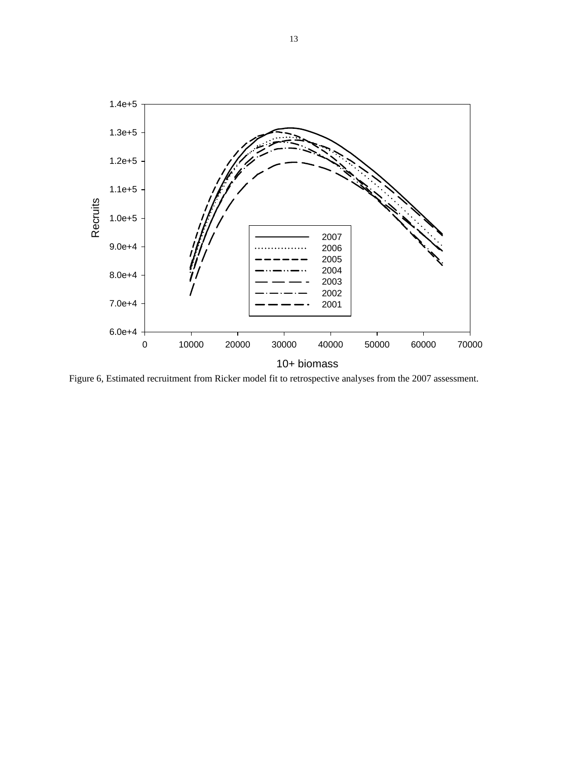Figure 6, Estimated recruitment from Ricker model fit to retrospective analyses from the 2007 assessment.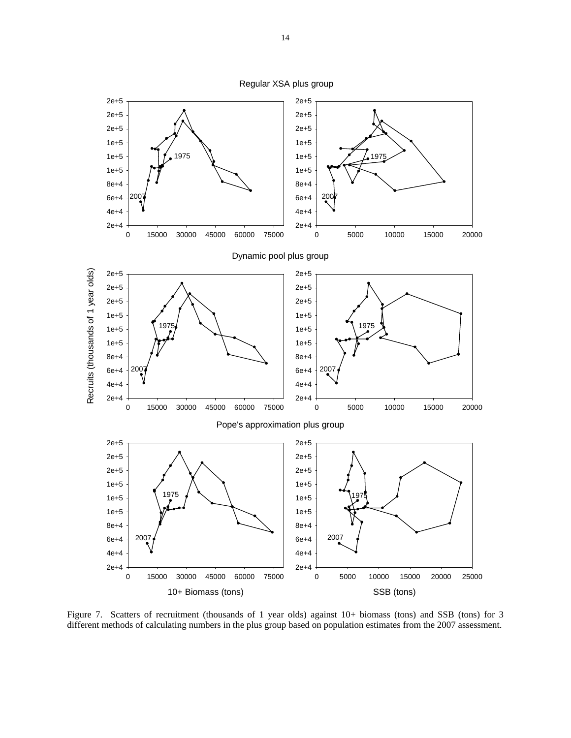Figure 7. Scatters of recruitment (thousands of 1 year olds) against 10+ biomass (tons) and SSB (tons) for 3 different methods of calculating numbers in the plus group based on population estimates from the 2007 assessment.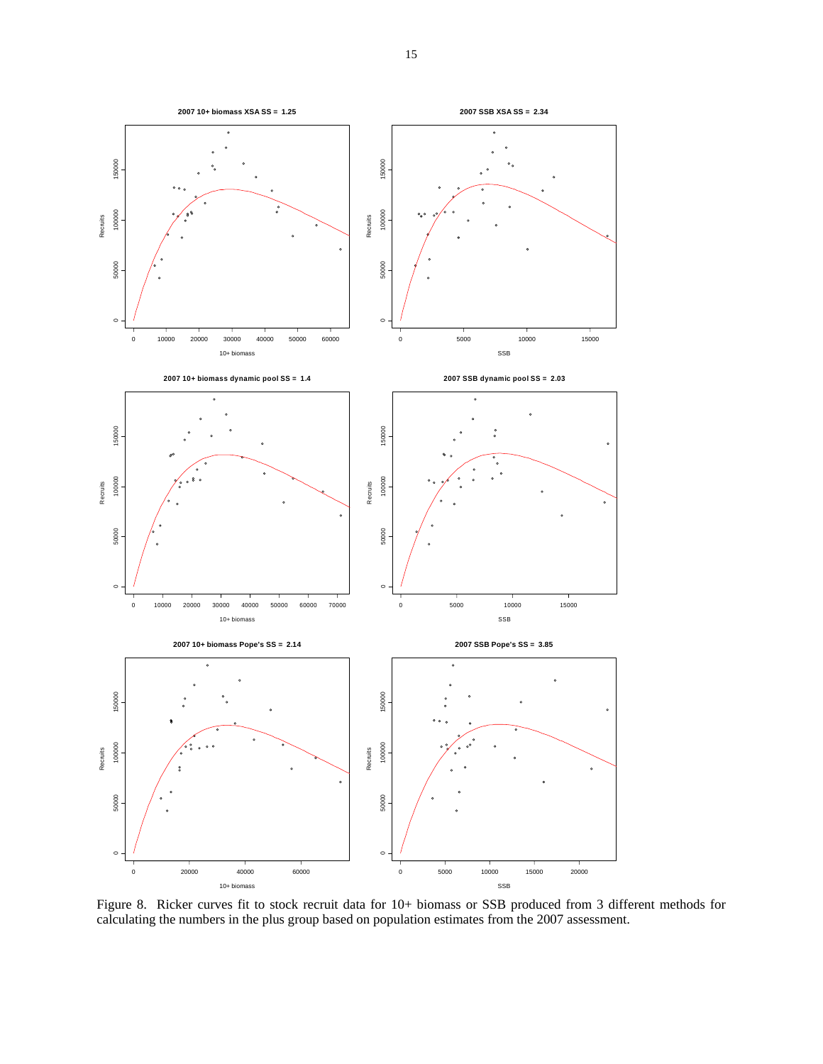2007 10+ biomass XSA SS = 1.25

Recruits

0
50000
100000
150000

0 10000 20000 30000 40000 50000 60000

10+ biomass

2007 SSB XSA SS = 2.34

Recruits

0
50000
100000
150000

0 5000 10000 15000

SSB

2007 10+ biomass dynamic pool SS = 1.4

Recruits

0
50000
100000
150000

0 10000 20000 30000 40000 50000 60000 70000

10+ biomass

2007 SSB dynamic pool SS = 2.03

Recruits

0
50000
100000
150000

0 5000 10000 15000

SSB

2007 10+ biomass Pope's SS = 2.14

Recruits

0
50000
100000
150000

0 20000 40000 60000

10+ biomass

2007 SSB Pope's SS = 3.85

Recruits

0
50000
100000
150000

0 5000 10000 15000 20000

SSB

Figure 8. Ricker curves fit to stock recruit data for 10+ biomass or SSB produced from 3 different methods for calculating the numbers in the plus group based on population estimates from the 2007 assessment.